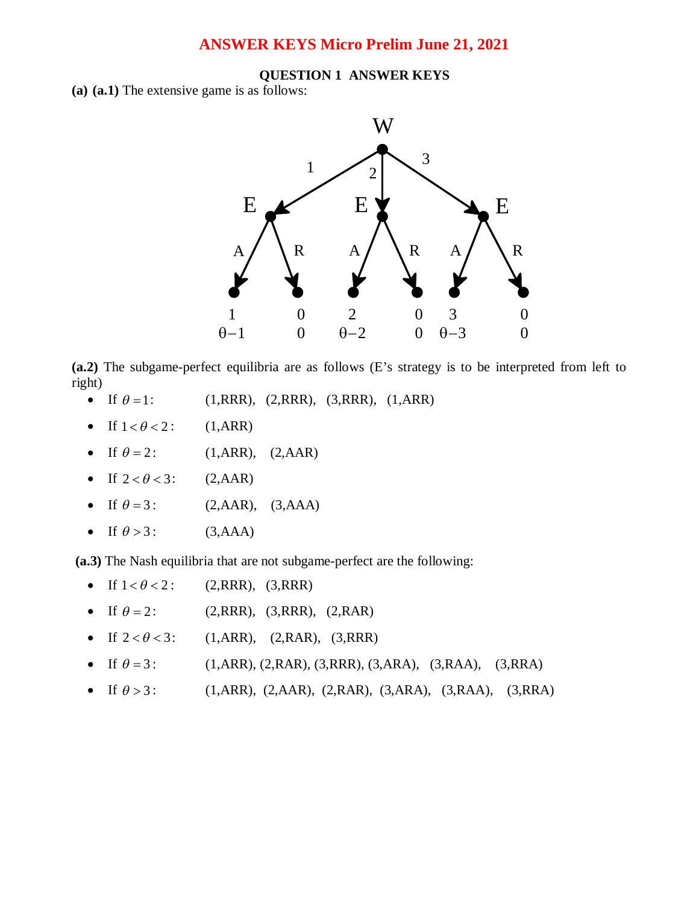# ANSWER KEYS Micro Prelim June 21, 2021

## QUESTION 1 ANSWER KEYS

**(a) (a.1)** The extensive game is as follows:

**(a.2)** The subgame-perfect equilibria are as follows (E's strategy is to be interpreted from left to right)

- If $\theta = 1$: (1,RRR), (2,RRR), (3,RRR), (1,ARR)
- If $1 < \theta < 2$: (1,ARR)
- If $\theta = 2$: (1,ARR), (2,AAR)
- If $2 < \theta < 3$: (2,AAR)
- If $\theta = 3$: (2,AAR), (3,AAA)
- If $\theta > 3$: (3,AAA)

**(a.3)** The Nash equilibria that are not subgame-perfect are the following:

- If $1 < \theta < 2$: (2,RRR), (3,RRR)
- If $\theta = 2$: (2,RRR), (3,RRR), (2,RAR)
- If $2 < \theta < 3$: (1,ARR), (2,RAR), (3,RRR)
- If $\theta = 3$: (1,ARR), (2,RAR), (3,RRR), (3,ARA), (3,RAA), (3,RRA)
- If $\theta > 3$: (1,ARR), (2,AAR), (2,RAR), (3,ARA), (3,RAA), (3,RRA)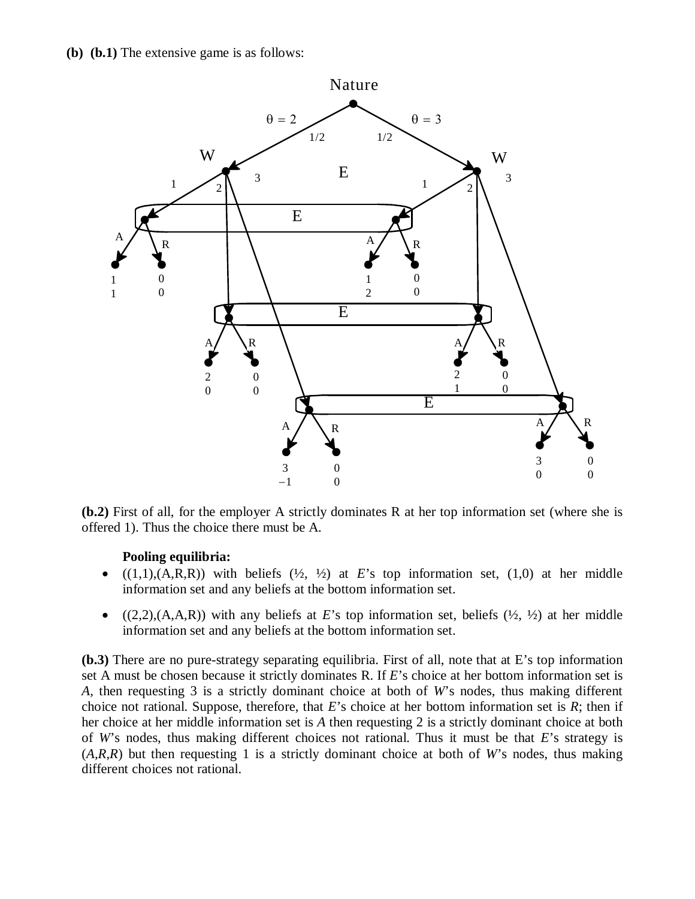**(b) (b.1)** The extensive game is as follows:

**(b.2)** First of all, for the employer A strictly dominates R at her top information set (where she is offered 1). Thus the choice there must be A.

**Pooling equilibria:**

- ((1,1),(A,R,R)) with beliefs (½, ½) at *E*'s top information set, (1,0) at her middle information set and any beliefs at the bottom information set.
- ((2,2),(A,A,R)) with any beliefs at *E*'s top information set, beliefs (½, ½) at her middle information set and any beliefs at the bottom information set.

**(b.3)** There are no pure-strategy separating equilibria. First of all, note that at E's top information set A must be chosen because it strictly dominates R. If *E*'s choice at her bottom information set is *A*, then requesting 3 is a strictly dominant choice at both of *W*'s nodes, thus making different choice not rational. Suppose, therefore, that *E*'s choice at her bottom information set is *R*; then if her choice at her middle information set is *A* then requesting 2 is a strictly dominant choice at both of *W*'s nodes, thus making different choices not rational. Thus it must be that *E*'s strategy is (*A*,*R*,*R*) but then requesting 1 is a strictly dominant choice at both of *W*'s nodes, thus making different choices not rational.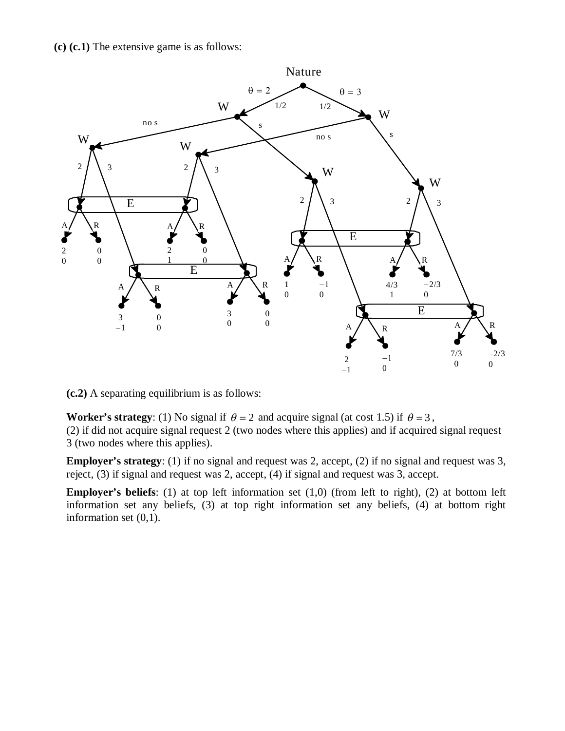**(c) (c.1)** The extensive game is as follows:

**(c.2)** A separating equilibrium is as follows:

**Worker's strategy**: (1) No signal if $\theta = 2$ and acquire signal (at cost 1.5) if $\theta = 3$,
(2) if did not acquire signal request 2 (two nodes where this applies) and if acquired signal request 3 (two nodes where this applies).

**Employer's strategy**: (1) if no signal and request was 2, accept, (2) if no signal and request was 3, reject, (3) if signal and request was 2, accept, (4) if signal and request was 3, accept.

**Employer's beliefs**: (1) at top left information set (1,0) (from left to right), (2) at bottom left information set any beliefs, (3) at top right information set any beliefs, (4) at bottom right information set (0,1).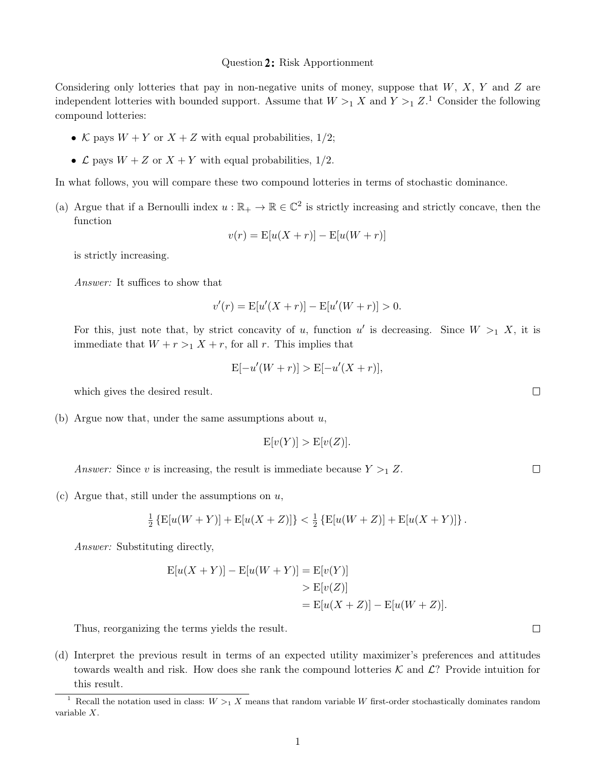Question **2:** Risk Apportionment

Considering only lotteries that pay in non-negative units of money, suppose that $W$, $X$, $Y$ and $Z$ are independent lotteries with bounded support. Assume that $W >_1 X$ and $Y >_1 Z$.[1] Consider the following compound lotteries:

- $\mathcal{K}$ pays $W + Y$ or $X + Z$ with equal probabilities, 1/2;
- $\mathcal{L}$ pays $W + Z$ or $X + Y$ with equal probabilities, 1/2.

In what follows, you will compare these two compound lotteries in terms of stochastic dominance.

(a) Argue that if a Bernoulli index $u : \mathbb{R}_+ \to \mathbb{R} \in \mathbb{C}^2$ is strictly increasing and strictly concave, then the function

$$v(r) = \mathrm{E}[u(X + r)] - \mathrm{E}[u(W + r)]$$

is strictly increasing.

*Answer:* It suffices to show that

$$v'(r) = \mathrm{E}[u'(X + r)] - \mathrm{E}[u'(W + r)] > 0.$$

For this, just note that, by strict concavity of $u$, function $u'$ is decreasing. Since $W >_1 X$, it is immediate that $W + r >_1 X + r$, for all $r$. This implies that

$$\mathrm{E}[-u'(W + r)] > \mathrm{E}[-u'(X + r)],$$

which gives the desired result. □

(b) Argue now that, under the same assumptions about $u$,

$$\mathrm{E}[v(Y)] > \mathrm{E}[v(Z)].$$

*Answer:* Since $v$ is increasing, the result is immediate because $Y >_1 Z$. □

(c) Argue that, still under the assumptions on $u$,

$$\tfrac{1}{2}\left\{\mathrm{E}[u(W + Y)] + \mathrm{E}[u(X + Z)]\right\} < \tfrac{1}{2}\left\{\mathrm{E}[u(W + Z)] + \mathrm{E}[u(X + Y)]\right\}.$$

*Answer:* Substituting directly,

$$\begin{aligned}
\mathrm{E}[u(X + Y)] - \mathrm{E}[u(W + Y)] &= \mathrm{E}[v(Y)] \\
&> \mathrm{E}[v(Z)] \\
&= \mathrm{E}[u(X + Z)] - \mathrm{E}[u(W + Z)].
\end{aligned}$$

Thus, reorganizing the terms yields the result. □

(d) Interpret the previous result in terms of an expected utility maximizer's preferences and attitudes towards wealth and risk. How does she rank the compound lotteries $\mathcal{K}$ and $\mathcal{L}$? Provide intuition for this result.

[1] Recall the notation used in class: $W >_1 X$ means that random variable $W$ first-order stochastically dominates random variable $X$.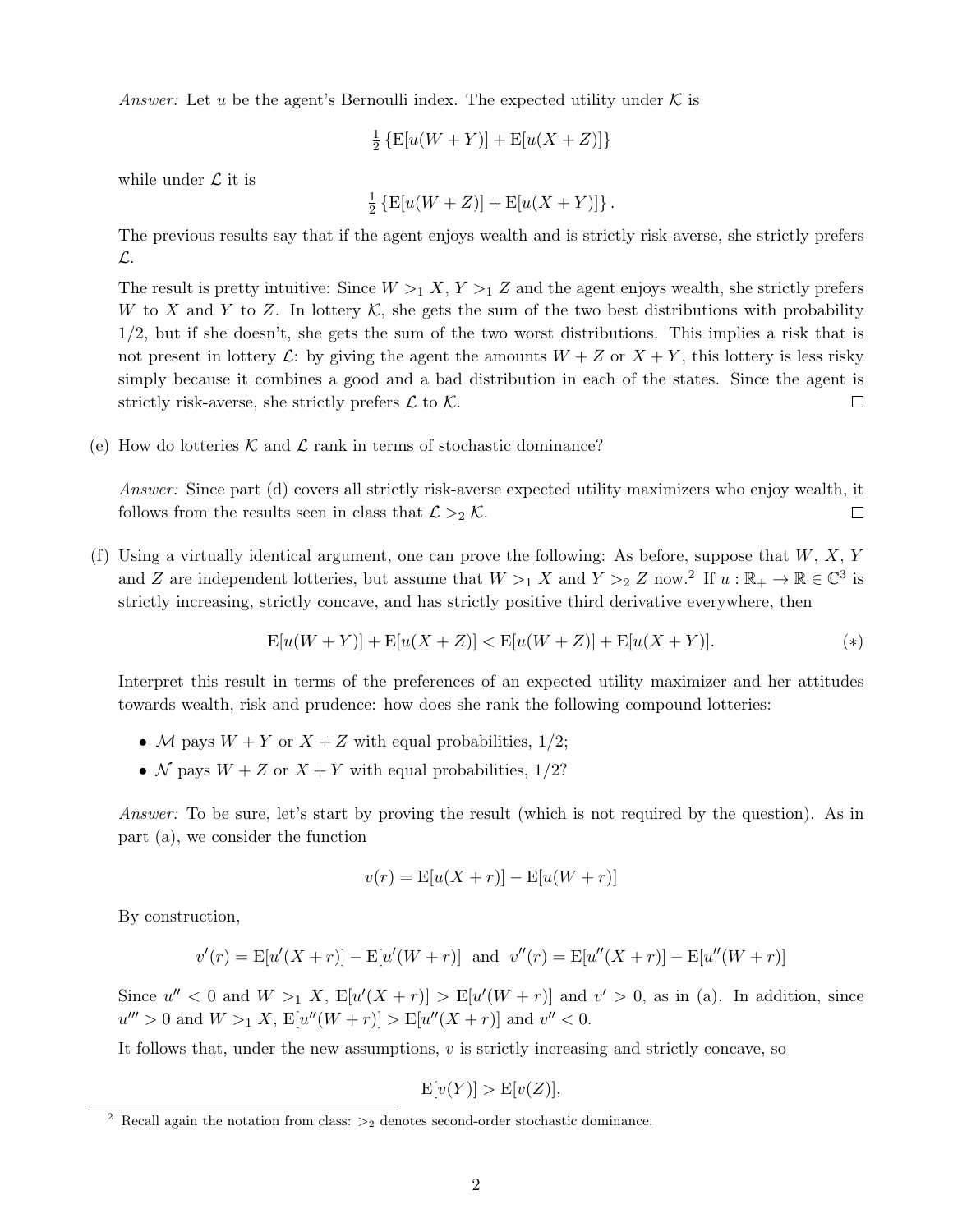*Answer:* Let $u$ be the agent's Bernoulli index. The expected utility under $\mathcal{K}$ is

$$\tfrac{1}{2}\left\{\mathrm{E}[u(W+Y)] + \mathrm{E}[u(X+Z)]\right\}$$

while under $\mathcal{L}$ it is

$$\tfrac{1}{2}\left\{\mathrm{E}[u(W+Z)] + \mathrm{E}[u(X+Y)]\right\}.$$

The previous results say that if the agent enjoys wealth and is strictly risk-averse, she strictly prefers $\mathcal{L}$.

The result is pretty intuitive: Since $W >_1 X$, $Y >_1 Z$ and the agent enjoys wealth, she strictly prefers $W$ to $X$ and $Y$ to $Z$. In lottery $\mathcal{K}$, she gets the sum of the two best distributions with probability 1/2, but if she doesn't, she gets the sum of the two worst distributions. This implies a risk that is not present in lottery $\mathcal{L}$: by giving the agent the amounts $W+Z$ or $X+Y$, this lottery is less risky simply because it combines a good and a bad distribution in each of the states. Since the agent is strictly risk-averse, she strictly prefers $\mathcal{L}$ to $\mathcal{K}$. □

(e) How do lotteries $\mathcal{K}$ and $\mathcal{L}$ rank in terms of stochastic dominance?

*Answer:* Since part (d) covers all strictly risk-averse expected utility maximizers who enjoy wealth, it follows from the results seen in class that $\mathcal{L} >_2 \mathcal{K}$. □

(f) Using a virtually identical argument, one can prove the following: As before, suppose that $W$, $X$, $Y$ and $Z$ are independent lotteries, but assume that $W >_1 X$ and $Y >_2 Z$ now.[2] If $u : \mathbb{R}_+ \to \mathbb{R} \in \mathbb{C}^3$ is strictly increasing, strictly concave, and has strictly positive third derivative everywhere, then

$$\mathrm{E}[u(W+Y)] + \mathrm{E}[u(X+Z)] < \mathrm{E}[u(W+Z)] + \mathrm{E}[u(X+Y)]. \qquad (*)$$

Interpret this result in terms of the preferences of an expected utility maximizer and her attitudes towards wealth, risk and prudence: how does she rank the following compound lotteries:

- $\mathcal{M}$ pays $W+Y$ or $X+Z$ with equal probabilities, 1/2;
- $\mathcal{N}$ pays $W+Z$ or $X+Y$ with equal probabilities, 1/2?

*Answer:* To be sure, let's start by proving the result (which is not required by the question). As in part (a), we consider the function

$$v(r) = \mathrm{E}[u(X+r)] - \mathrm{E}[u(W+r)]$$

By construction,

$$v'(r) = \mathrm{E}[u'(X+r)] - \mathrm{E}[u'(W+r)] \;\text{ and }\; v''(r) = \mathrm{E}[u''(X+r)] - \mathrm{E}[u''(W+r)]$$

Since $u'' < 0$ and $W >_1 X$, $\mathrm{E}[u'(X+r)] > \mathrm{E}[u'(W+r)]$ and $v' > 0$, as in (a). In addition, since $u''' > 0$ and $W >_1 X$, $\mathrm{E}[u''(W+r)] > \mathrm{E}[u''(X+r)]$ and $v'' < 0$.

It follows that, under the new assumptions, $v$ is strictly increasing and strictly concave, so

$$\mathrm{E}[v(Y)] > \mathrm{E}[v(Z)],$$

[2] Recall again the notation from class: $>_2$ denotes second-order stochastic dominance.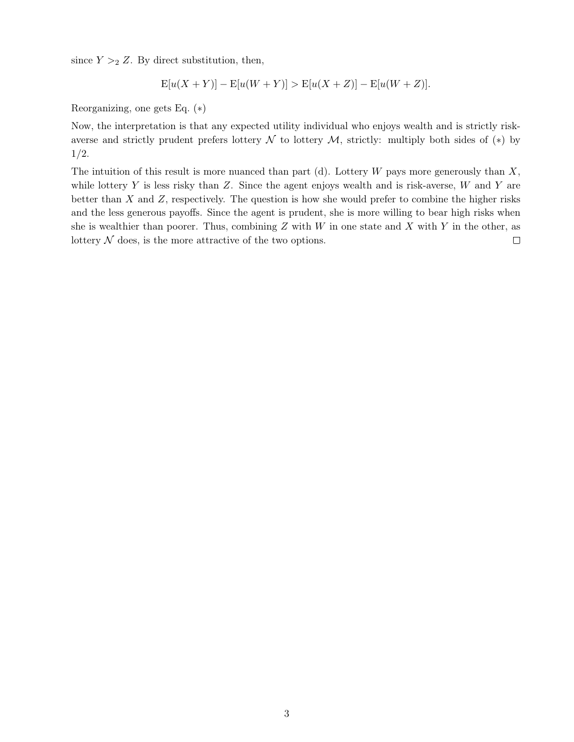since $Y >_2 Z$. By direct substitution, then,

$$\mathrm{E}[u(X+Y)] - \mathrm{E}[u(W+Y)] > \mathrm{E}[u(X+Z)] - \mathrm{E}[u(W+Z)].$$

Reorganizing, one gets Eq. $(*)$

Now, the interpretation is that any expected utility individual who enjoys wealth and is strictly risk-averse and strictly prudent prefers lottery $\mathcal{N}$ to lottery $\mathcal{M}$, strictly: multiply both sides of $(*)$ by $1/2$.

The intuition of this result is more nuanced than part (d). Lottery $W$ pays more generously than $X$, while lottery $Y$ is less risky than $Z$. Since the agent enjoys wealth and is risk-averse, $W$ and $Y$ are better than $X$ and $Z$, respectively. The question is how she would prefer to combine the higher risks and the less generous payoffs. Since the agent is prudent, she is more willing to bear high risks when she is wealthier than poorer. Thus, combining $Z$ with $W$ in one state and $X$ with $Y$ in the other, as lottery $\mathcal{N}$ does, is the more attractive of the two options. □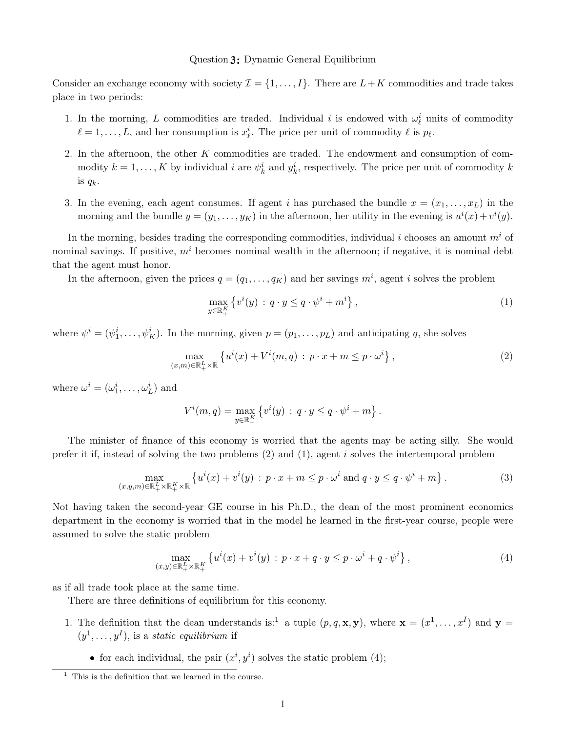# Question 3: Dynamic General Equilibrium

Consider an exchange economy with society $\mathcal{I} = \{1, \ldots, I\}$. There are $L + K$ commodities and trade takes place in two periods:

1. In the morning, $L$ commodities are traded. Individual $i$ is endowed with $\omega^i_\ell$ units of commodity $\ell = 1, \ldots, L$, and her consumption is $x^i_\ell$. The price per unit of commodity $\ell$ is $p_\ell$.
2. In the afternoon, the other $K$ commodities are traded. The endowment and consumption of commodity $k = 1, \ldots, K$ by individual $i$ are $\psi^i_k$ and $y^i_k$, respectively. The price per unit of commodity $k$ is $q_k$.
3. In the evening, each agent consumes. If agent $i$ has purchased the bundle $x = (x_1, \ldots, x_L)$ in the morning and the bundle $y = (y_1, \ldots, y_K)$ in the afternoon, her utility in the evening is $u^i(x) + v^i(y)$.

In the morning, besides trading the corresponding commodities, individual $i$ chooses an amount $m^i$ of nominal savings. If positive, $m^i$ becomes nominal wealth in the afternoon; if negative, it is nominal debt that the agent must honor.

In the afternoon, given the prices $q = (q_1, \ldots, q_K)$ and her savings $m^i$, agent $i$ solves the problem

$$\max_{y \in \mathbb{R}^K_+} \left\{ v^i(y) \,:\, q \cdot y \leq q \cdot \psi^i + m^i \right\}, \tag{1}$$

where $\psi^i = (\psi^i_1, \ldots, \psi^i_K)$. In the morning, given $p = (p_1, \ldots, p_L)$ and anticipating $q$, she solves

$$\max_{(x,m) \in \mathbb{R}^L_+ \times \mathbb{R}} \left\{ u^i(x) + V^i(m, q) \,:\, p \cdot x + m \leq p \cdot \omega^i \right\}, \tag{2}$$

where $\omega^i = (\omega^i_1, \ldots, \omega^i_L)$ and

$$V^i(m, q) = \max_{y \in \mathbb{R}^K_+} \left\{ v^i(y) \,:\, q \cdot y \leq q \cdot \psi^i + m \right\}.$$

The minister of finance of this economy is worried that the agents may be acting silly. She would prefer it if, instead of solving the two problems (2) and (1), agent $i$ solves the intertemporal problem

$$\max_{(x,y,m) \in \mathbb{R}^L_+ \times \mathbb{R}^K_+ \times \mathbb{R}} \left\{ u^i(x) + v^i(y) \,:\, p \cdot x + m \leq p \cdot \omega^i \text{ and } q \cdot y \leq q \cdot \psi^i + m \right\}. \tag{3}$$

Not having taken the second-year GE course in his Ph.D., the dean of the most prominent economics department in the economy is worried that in the model he learned in the first-year course, people were assumed to solve the static problem

$$\max_{(x,y) \in \mathbb{R}^L_+ \times \mathbb{R}^K_+} \left\{ u^i(x) + v^i(y) \,:\, p \cdot x + q \cdot y \leq p \cdot \omega^i + q \cdot \psi^i \right\}, \tag{4}$$

as if all trade took place at the same time.

There are three definitions of equilibrium for this economy.

1. The definition that the dean understands is:[1] a tuple $(p, q, \mathbf{x}, \mathbf{y})$, where $\mathbf{x} = (x^1, \ldots, x^I)$ and $\mathbf{y} = (y^1, \ldots, y^I)$, is a *static equilibrium* if
   - for each individual, the pair $(x^i, y^i)$ solves the static problem (4);

[1] This is the definition that we learned in the course.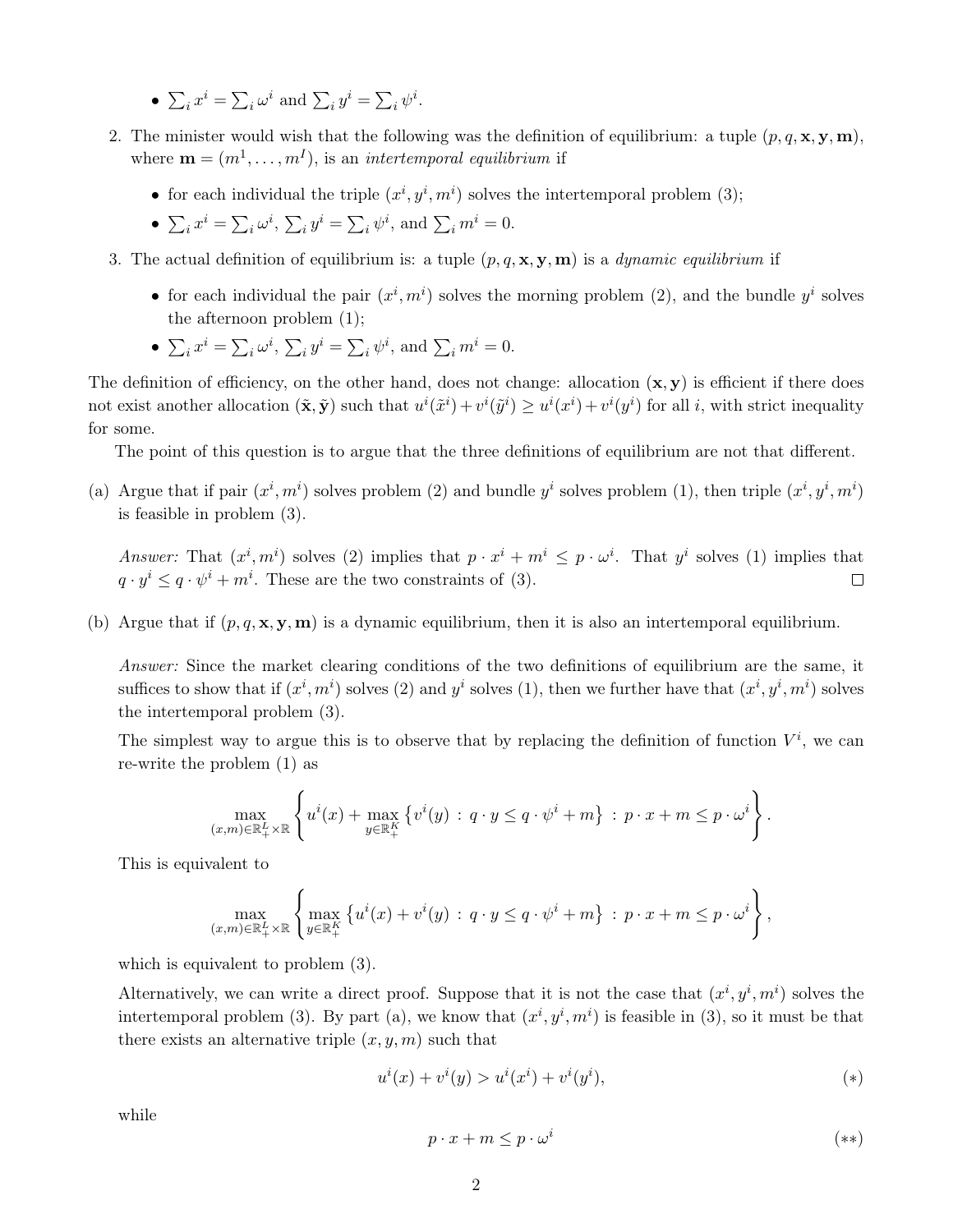- $\sum_i x^i = \sum_i \omega^i$ and $\sum_i y^i = \sum_i \psi^i$.

2. The minister would wish that the following was the definition of equilibrium: a tuple $(p, q, \mathbf{x}, \mathbf{y}, \mathbf{m})$, where $\mathbf{m} = (m^1, \ldots, m^I)$, is an *intertemporal equilibrium* if

   - for each individual the triple $(x^i, y^i, m^i)$ solves the intertemporal problem (3);
   - $\sum_i x^i = \sum_i \omega^i$, $\sum_i y^i = \sum_i \psi^i$, and $\sum_i m^i = 0$.

3. The actual definition of equilibrium is: a tuple $(p, q, \mathbf{x}, \mathbf{y}, \mathbf{m})$ is a *dynamic equilibrium* if

   - for each individual the pair $(x^i, m^i)$ solves the morning problem (2), and the bundle $y^i$ solves the afternoon problem (1);
   - $\sum_i x^i = \sum_i \omega^i$, $\sum_i y^i = \sum_i \psi^i$, and $\sum_i m^i = 0$.

The definition of efficiency, on the other hand, does not change: allocation $(\mathbf{x}, \mathbf{y})$ is efficient if there does not exist another allocation $(\tilde{\mathbf{x}}, \tilde{\mathbf{y}})$ such that $u^i(\tilde{x}^i) + v^i(\tilde{y}^i) \geq u^i(x^i) + v^i(y^i)$ for all $i$, with strict inequality for some.

The point of this question is to argue that the three definitions of equilibrium are not that different.

(a) Argue that if pair $(x^i, m^i)$ solves problem (2) and bundle $y^i$ solves problem (1), then triple $(x^i, y^i, m^i)$ is feasible in problem (3).

*Answer:* That $(x^i, m^i)$ solves (2) implies that $p \cdot x^i + m^i \leq p \cdot \omega^i$. That $y^i$ solves (1) implies that $q \cdot y^i \leq q \cdot \psi^i + m^i$. These are the two constraints of (3). □

(b) Argue that if $(p, q, \mathbf{x}, \mathbf{y}, \mathbf{m})$ is a dynamic equilibrium, then it is also an intertemporal equilibrium.

*Answer:* Since the market clearing conditions of the two definitions of equilibrium are the same, it suffices to show that if $(x^i, m^i)$ solves (2) and $y^i$ solves (1), then we further have that $(x^i, y^i, m^i)$ solves the intertemporal problem (3).

The simplest way to argue this is to observe that by replacing the definition of function $V^i$, we can re-write the problem (1) as

$$\max_{(x,m) \in \mathbb{R}^L_+ \times \mathbb{R}} \left\{ u^i(x) + \max_{y \in \mathbb{R}^K_+} \{ v^i(y) \, : \, q \cdot y \leq q \cdot \psi^i + m \} \, : \, p \cdot x + m \leq p \cdot \omega^i \right\}.$$

This is equivalent to

$$\max_{(x,m) \in \mathbb{R}^L_+ \times \mathbb{R}} \left\{ \max_{y \in \mathbb{R}^K_+} \{ u^i(x) + v^i(y) \, : \, q \cdot y \leq q \cdot \psi^i + m \} \, : \, p \cdot x + m \leq p \cdot \omega^i \right\},$$

which is equivalent to problem (3).

Alternatively, we can write a direct proof. Suppose that it is not the case that $(x^i, y^i, m^i)$ solves the intertemporal problem (3). By part (a), we know that $(x^i, y^i, m^i)$ is feasible in (3), so it must be that there exists an alternative triple $(x, y, m)$ such that

$$u^i(x) + v^i(y) > u^i(x^i) + v^i(y^i), \tag{$*$}$$

while

$$p \cdot x + m \leq p \cdot \omega^i \tag{$**$}$$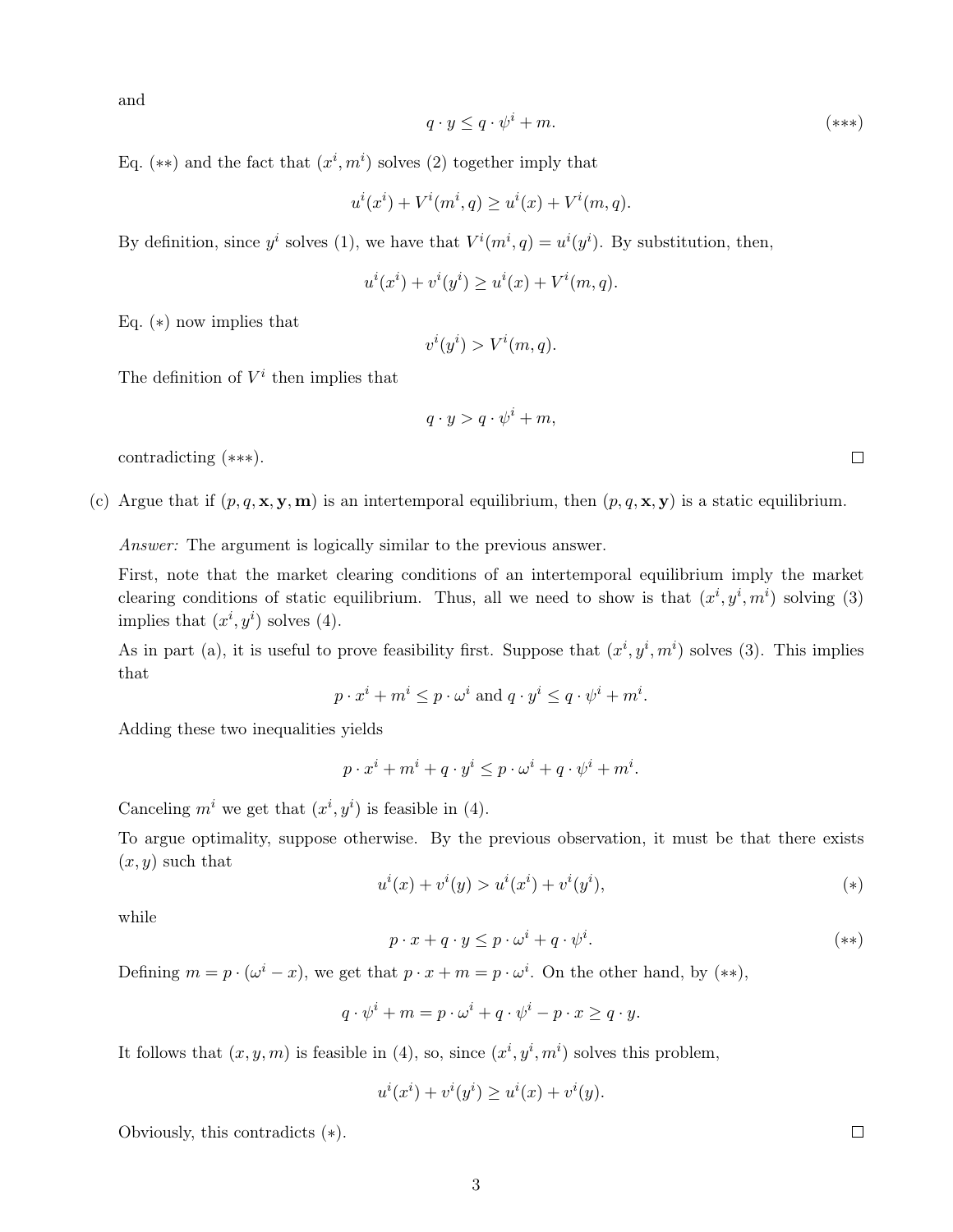and

$$q \cdot y \leq q \cdot \psi^i + m. \tag{$***$}$$

Eq. $(**)$ and the fact that $(x^i, m^i)$ solves (2) together imply that

$$u^i(x^i) + V^i(m^i, q) \geq u^i(x) + V^i(m, q).$$

By definition, since $y^i$ solves (1), we have that $V^i(m^i, q) = u^i(y^i)$. By substitution, then,

$$u^i(x^i) + v^i(y^i) \geq u^i(x) + V^i(m, q).$$

Eq. $(*)$ now implies that

$$v^i(y^i) > V^i(m, q).$$

The definition of $V^i$ then implies that

$$q \cdot y > q \cdot \psi^i + m,$$

contradicting $(***)$. □

(c) Argue that if $(p, q, \mathbf{x}, \mathbf{y}, \mathbf{m})$ is an intertemporal equilibrium, then $(p, q, \mathbf{x}, \mathbf{y})$ is a static equilibrium.

*Answer:* The argument is logically similar to the previous answer.

First, note that the market clearing conditions of an intertemporal equilibrium imply the market clearing conditions of static equilibrium. Thus, all we need to show is that $(x^i, y^i, m^i)$ solving (3) implies that $(x^i, y^i)$ solves (4).

As in part (a), it is useful to prove feasibility first. Suppose that $(x^i, y^i, m^i)$ solves (3). This implies that

$$p \cdot x^i + m^i \leq p \cdot \omega^i \text{ and } q \cdot y^i \leq q \cdot \psi^i + m^i.$$

Adding these two inequalities yields

$$p \cdot x^i + m^i + q \cdot y^i \leq p \cdot \omega^i + q \cdot \psi^i + m^i.$$

Canceling $m^i$ we get that $(x^i, y^i)$ is feasible in (4).

To argue optimality, suppose otherwise. By the previous observation, it must be that there exists $(x, y)$ such that

$$u^i(x) + v^i(y) > u^i(x^i) + v^i(y^i), \tag{$*$}$$

while

$$p \cdot x + q \cdot y \leq p \cdot \omega^i + q \cdot \psi^i. \tag{$**$}$$

Defining $m = p \cdot (\omega^i - x)$, we get that $p \cdot x + m = p \cdot \omega^i$. On the other hand, by $(**)$,

$$q \cdot \psi^i + m = p \cdot \omega^i + q \cdot \psi^i - p \cdot x \geq q \cdot y.$$

It follows that $(x, y, m)$ is feasible in (4), so, since $(x^i, y^i, m^i)$ solves this problem,

$$u^i(x^i) + v^i(y^i) \geq u^i(x) + v^i(y).$$

Obviously, this contradicts $(*)$. □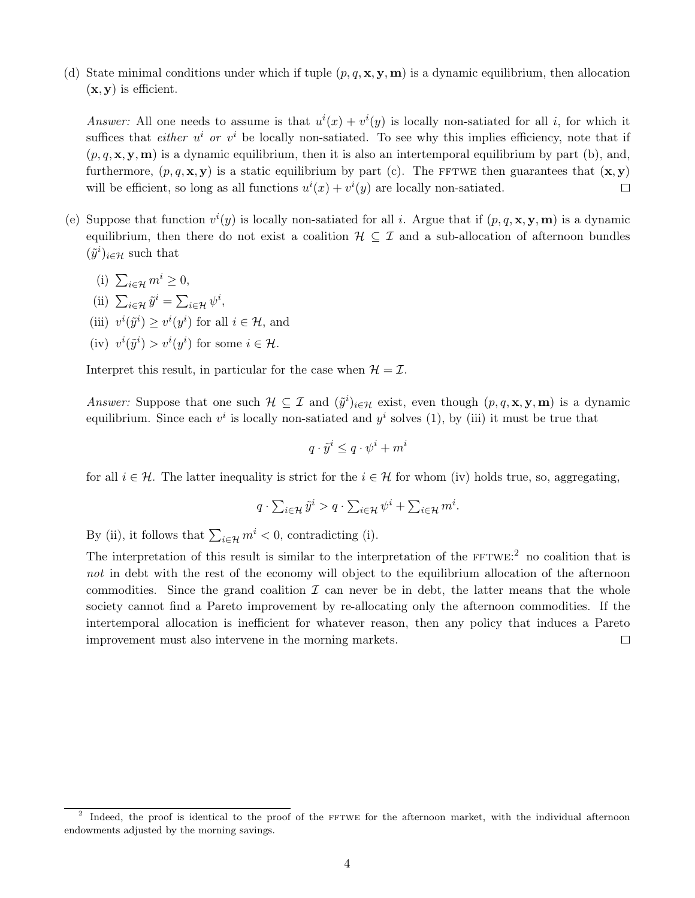(d) State minimal conditions under which if tuple $(p, q, \mathbf{x}, \mathbf{y}, \mathbf{m})$ is a dynamic equilibrium, then allocation $(\mathbf{x}, \mathbf{y})$ is efficient.

*Answer:* All one needs to assume is that $u^i(x) + v^i(y)$ is locally non-satiated for all $i$, for which it suffices that *either* $u^i$ *or* $v^i$ be locally non-satiated. To see why this implies efficiency, note that if $(p, q, \mathbf{x}, \mathbf{y}, \mathbf{m})$ is a dynamic equilibrium, then it is also an intertemporal equilibrium by part (b), and, furthermore, $(p, q, \mathbf{x}, \mathbf{y})$ is a static equilibrium by part (c). The FFTWE then guarantees that $(\mathbf{x}, \mathbf{y})$ will be efficient, so long as all functions $u^i(x) + v^i(y)$ are locally non-satiated. □

(e) Suppose that function $v^i(y)$ is locally non-satiated for all $i$. Argue that if $(p, q, \mathbf{x}, \mathbf{y}, \mathbf{m})$ is a dynamic equilibrium, then there do not exist a coalition $\mathcal{H} \subseteq \mathcal{I}$ and a sub-allocation of afternoon bundles $(\tilde{y}^i)_{i \in \mathcal{H}}$ such that

(i) $\sum_{i \in \mathcal{H}} m^i \geq 0$,

(ii) $\sum_{i \in \mathcal{H}} \tilde{y}^i = \sum_{i \in \mathcal{H}} \psi^i$,

(iii) $v^i(\tilde{y}^i) \geq v^i(y^i)$ for all $i \in \mathcal{H}$, and

(iv) $v^i(\tilde{y}^i) > v^i(y^i)$ for some $i \in \mathcal{H}$.

Interpret this result, in particular for the case when $\mathcal{H} = \mathcal{I}$.

*Answer:* Suppose that one such $\mathcal{H} \subseteq \mathcal{I}$ and $(\tilde{y}^i)_{i \in \mathcal{H}}$ exist, even though $(p, q, \mathbf{x}, \mathbf{y}, \mathbf{m})$ is a dynamic equilibrium. Since each $v^i$ is locally non-satiated and $y^i$ solves (1), by (iii) it must be true that

$$q \cdot \tilde{y}^i \leq q \cdot \psi^i + m^i$$

for all $i \in \mathcal{H}$. The latter inequality is strict for the $i \in \mathcal{H}$ for whom (iv) holds true, so, aggregating,

$$q \cdot \textstyle\sum_{i \in \mathcal{H}} \tilde{y}^i > q \cdot \sum_{i \in \mathcal{H}} \psi^i + \sum_{i \in \mathcal{H}} m^i.$$

By (ii), it follows that $\sum_{i \in \mathcal{H}} m^i < 0$, contradicting (i).

The interpretation of this result is similar to the interpretation of the FFTWE:[2] no coalition that is *not* in debt with the rest of the economy will object to the equilibrium allocation of the afternoon commodities. Since the grand coalition $\mathcal{I}$ can never be in debt, the latter means that the whole society cannot find a Pareto improvement by re-allocating only the afternoon commodities. If the intertemporal allocation is inefficient for whatever reason, then any policy that induces a Pareto improvement must also intervene in the morning markets. □

[2] Indeed, the proof is identical to the proof of the FFTWE for the afternoon market, with the individual afternoon endowments adjusted by the morning savings.